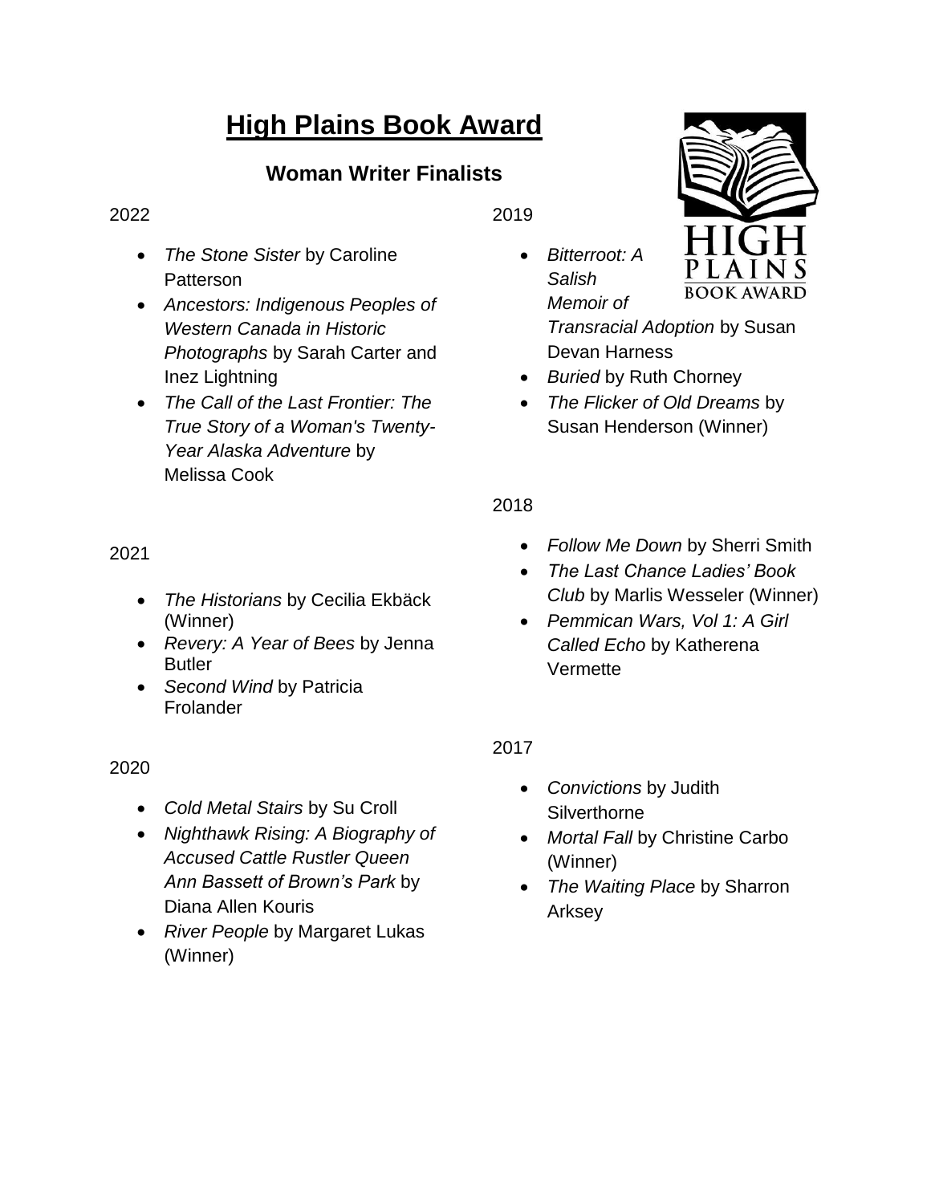# High Plains Book Award

## Woman Writer Finalists

2022

- *The Stone Sister* by Caroline Patterson
- *Ancestors: Indigenous Peoples of Western Canada in Historic Photographs* by Sarah Carter and Inez Lightning
- *The Call of the Last Frontier: The True Story of a Woman's Twenty-Year Alaska Adventure* by Melissa Cook

2021

- *The Historians* by Cecilia Ekbäck (Winner)
- *Revery: A Year of Bees* by Jenna Butler
- *Second Wind* by Patricia Frolander

2020

- *Cold Metal Stairs* by Su Croll
- *Nighthawk Rising: A Biography of Accused Cattle Rustler Queen Ann Bassett of Brown's Park* by Diana Allen Kouris
- *River People* by Margaret Lukas (Winner)

2019

- *Bitterroot: A Salish Memoir of Transracial Adoption* by Susan Devan Harness
- *Buried* by Ruth Chorney
- *The Flicker of Old Dreams* by Susan Henderson (Winner)

2018

- *Follow Me Down* by Sherri Smith
- *The Last Chance Ladies' Book Club* by Marlis Wesseler (Winner)
- *Pemmican Wars, Vol 1: A Girl Called Echo* by Katherena Vermette

2017

- *Convictions* by Judith Silverthorne
- *Mortal Fall* by Christine Carbo (Winner)
- *The Waiting Place* by Sharron Arksey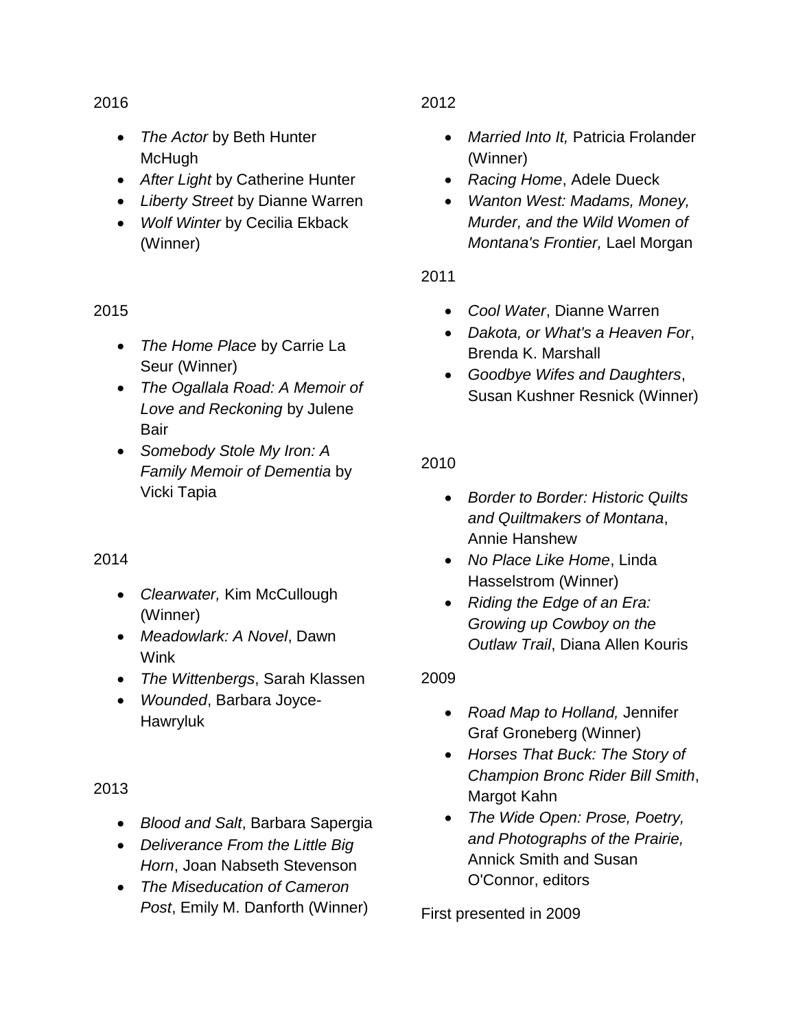2016

- *The Actor* by Beth Hunter McHugh
- *After Light* by Catherine Hunter
- *Liberty Street* by Dianne Warren
- *Wolf Winter* by Cecilia Ekback (Winner)

2015

- *The Home Place* by Carrie La Seur (Winner)
- *The Ogallala Road: A Memoir of Love and Reckoning* by Julene Bair
- *Somebody Stole My Iron: A Family Memoir of Dementia* by Vicki Tapia

2014

- *Clearwater,* Kim McCullough (Winner)
- *Meadowlark: A Novel*, Dawn Wink
- *The Wittenbergs*, Sarah Klassen
- *Wounded*, Barbara Joyce-Hawryluk

2013

- *Blood and Salt*, Barbara Sapergia
- *Deliverance From the Little Big Horn*, Joan Nabseth Stevenson
- *The Miseducation of Cameron Post*, Emily M. Danforth (Winner)

2012

- *Married Into It,* Patricia Frolander (Winner)
- *Racing Home*, Adele Dueck
- *Wanton West: Madams, Money, Murder, and the Wild Women of Montana's Frontier,* Lael Morgan

2011

- *Cool Water*, Dianne Warren
- *Dakota, or What's a Heaven For*, Brenda K. Marshall
- *Goodbye Wifes and Daughters*, Susan Kushner Resnick (Winner)

2010

- *Border to Border: Historic Quilts and Quiltmakers of Montana*, Annie Hanshew
- *No Place Like Home*, Linda Hasselstrom (Winner)
- *Riding the Edge of an Era: Growing up Cowboy on the Outlaw Trail*, Diana Allen Kouris

2009

- *Road Map to Holland,* Jennifer Graf Groneberg (Winner)
- *Horses That Buck: The Story of Champion Bronc Rider Bill Smith*, Margot Kahn
- *The Wide Open: Prose, Poetry, and Photographs of the Prairie,* Annick Smith and Susan O'Connor, editors

First presented in 2009